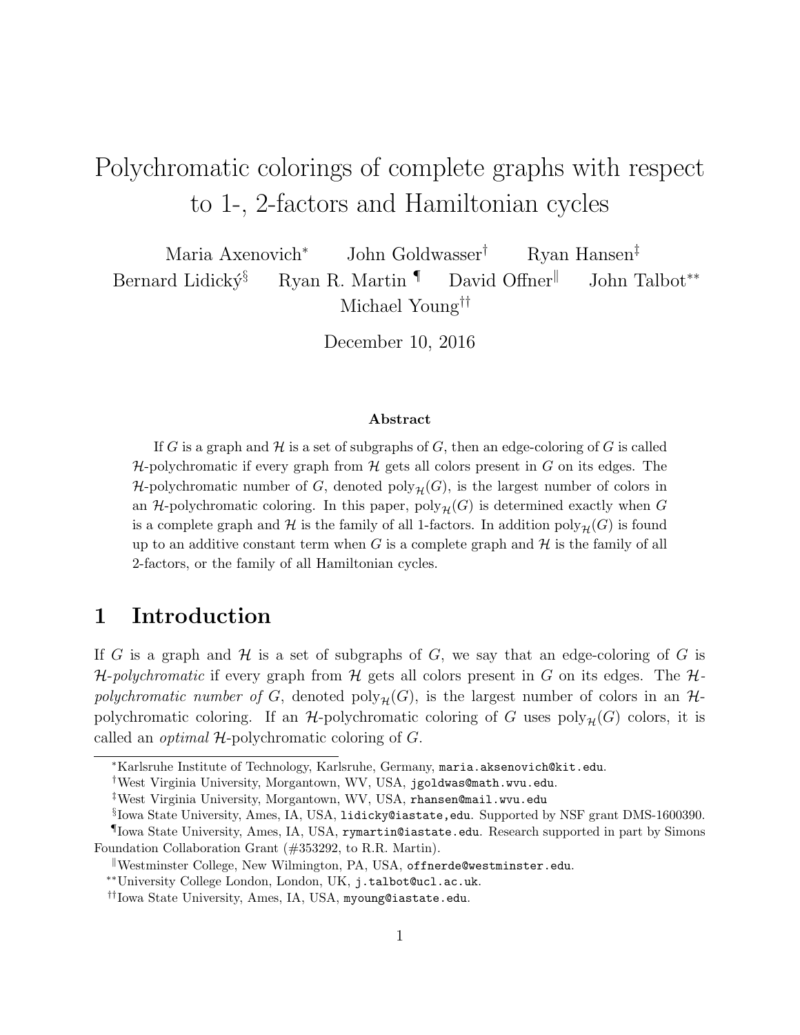# Polychromatic colorings of complete graphs with respect to 1-, 2-factors and Hamiltonian cycles

Maria Axenovich[*] John Goldwasser[†] Ryan Hansen[‡] Bernard Lidický[§] Ryan R. Martin[¶] David Offner[‖] John Talbot[**] Michael Young[††]

December 10, 2016

### Abstract

If $G$ is a graph and $\mathcal{H}$ is a set of subgraphs of $G$, then an edge-coloring of $G$ is called $\mathcal{H}$-polychromatic if every graph from $\mathcal{H}$ gets all colors present in $G$ on its edges. The $\mathcal{H}$-polychromatic number of $G$, denoted $\text{poly}_{\mathcal{H}}(G)$, is the largest number of colors in an $\mathcal{H}$-polychromatic coloring. In this paper, $\text{poly}_{\mathcal{H}}(G)$ is determined exactly when $G$ is a complete graph and $\mathcal{H}$ is the family of all 1-factors. In addition $\text{poly}_{\mathcal{H}}(G)$ is found up to an additive constant term when $G$ is a complete graph and $\mathcal{H}$ is the family of all 2-factors, or the family of all Hamiltonian cycles.

## 1 Introduction

If $G$ is a graph and $\mathcal{H}$ is a set of subgraphs of $G$, we say that an edge-coloring of $G$ is *$\mathcal{H}$-polychromatic* if every graph from $\mathcal{H}$ gets all colors present in $G$ on its edges. The *$\mathcal{H}$-polychromatic number of* $G$, denoted $\text{poly}_{\mathcal{H}}(G)$, is the largest number of colors in an $\mathcal{H}$-polychromatic coloring. If an $\mathcal{H}$-polychromatic coloring of $G$ uses $\text{poly}_{\mathcal{H}}(G)$ colors, it is called an *optimal* $\mathcal{H}$-polychromatic coloring of $G$.

[*] Karlsruhe Institute of Technology, Karlsruhe, Germany, maria.aksenovich@kit.edu.

[†] West Virginia University, Morgantown, WV, USA, jgoldwas@math.wvu.edu.

[‡] West Virginia University, Morgantown, WV, USA, rhansen@mail.wvu.edu

[§] Iowa State University, Ames, IA, USA, lidicky@iastate,edu. Supported by NSF grant DMS-1600390.

[¶] Iowa State University, Ames, IA, USA, rymartin@iastate.edu. Research supported in part by Simons Foundation Collaboration Grant (#353292, to R.R. Martin).

[‖] Westminster College, New Wilmington, PA, USA, offnerde@westminster.edu.

[**] University College London, London, UK, j.talbot@ucl.ac.uk.

[††] Iowa State University, Ames, IA, USA, myoung@iastate.edu.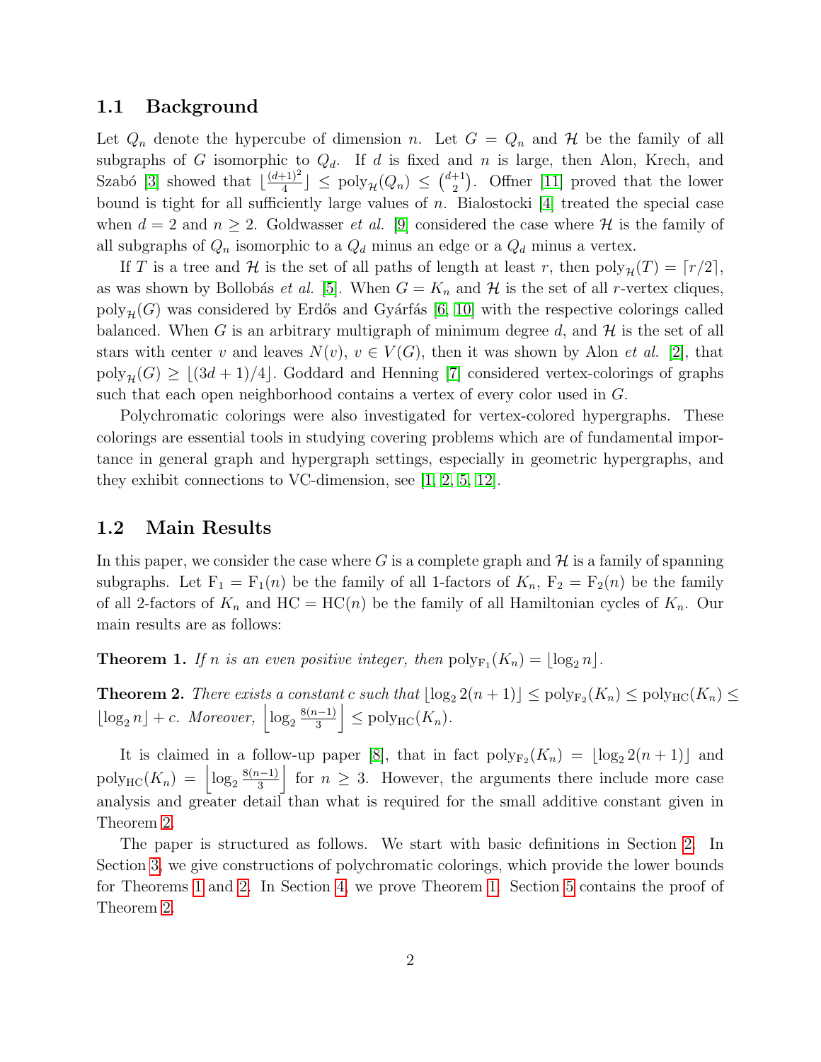### 1.1 Background

Let $Q_n$ denote the hypercube of dimension $n$. Let $G = Q_n$ and $\mathcal{H}$ be the family of all subgraphs of $G$ isomorphic to $Q_d$. If $d$ is fixed and $n$ is large, then Alon, Krech, and Szabó [3] showed that $\lfloor \frac{(d+1)^2}{4} \rfloor \le \text{poly}_{\mathcal{H}}(Q_n) \le \binom{d+1}{2}$. Offner [11] proved that the lower bound is tight for all sufficiently large values of $n$. Bialostocki [4] treated the special case when $d = 2$ and $n \ge 2$. Goldwasser *et al.* [9] considered the case where $\mathcal{H}$ is the family of all subgraphs of $Q_n$ isomorphic to a $Q_d$ minus an edge or a $Q_d$ minus a vertex.

If $T$ is a tree and $\mathcal{H}$ is the set of all paths of length at least $r$, then $\text{poly}_{\mathcal{H}}(T) = \lceil r/2 \rceil$, as was shown by Bollobás *et al.* [5]. When $G = K_n$ and $\mathcal{H}$ is the set of all $r$-vertex cliques, $\text{poly}_{\mathcal{H}}(G)$ was considered by Erdős and Gyárfás [6, 10] with the respective colorings called balanced. When $G$ is an arbitrary multigraph of minimum degree $d$, and $\mathcal{H}$ is the set of all stars with center $v$ and leaves $N(v)$, $v \in V(G)$, then it was shown by Alon *et al.* [2], that $\text{poly}_{\mathcal{H}}(G) \ge \lfloor (3d+1)/4 \rfloor$. Goddard and Henning [7] considered vertex-colorings of graphs such that each open neighborhood contains a vertex of every color used in $G$.

Polychromatic colorings were also investigated for vertex-colored hypergraphs. These colorings are essential tools in studying covering problems which are of fundamental importance in general graph and hypergraph settings, especially in geometric hypergraphs, and they exhibit connections to VC-dimension, see [1, 2, 5, 12].

### 1.2 Main Results

In this paper, we consider the case where $G$ is a complete graph and $\mathcal{H}$ is a family of spanning subgraphs. Let $\mathrm{F}_1 = \mathrm{F}_1(n)$ be the family of all 1-factors of $K_n$, $\mathrm{F}_2 = \mathrm{F}_2(n)$ be the family of all 2-factors of $K_n$ and $\mathrm{HC} = \mathrm{HC}(n)$ be the family of all Hamiltonian cycles of $K_n$. Our main results are as follows:

**Theorem 1.** *If $n$ is an even positive integer, then* $\text{poly}_{\mathrm{F}_1}(K_n) = \lfloor \log_2 n \rfloor$.

**Theorem 2.** *There exists a constant $c$ such that* $\lfloor \log_2 2(n+1) \rfloor \le \text{poly}_{\mathrm{F}_2}(K_n) \le \text{poly}_{\mathrm{HC}}(K_n) \le \lfloor \log_2 n \rfloor + c$. *Moreover,* $\left\lfloor \log_2 \frac{8(n-1)}{3} \right\rfloor \le \text{poly}_{\mathrm{HC}}(K_n)$.

It is claimed in a follow-up paper [8], that in fact $\text{poly}_{\mathrm{F}_2}(K_n) = \lfloor \log_2 2(n+1) \rfloor$ and $\text{poly}_{\mathrm{HC}}(K_n) = \left\lfloor \log_2 \frac{8(n-1)}{3} \right\rfloor$ for $n \ge 3$. However, the arguments there include more case analysis and greater detail than what is required for the small additive constant given in Theorem 2.

The paper is structured as follows. We start with basic definitions in Section 2. In Section 3, we give constructions of polychromatic colorings, which provide the lower bounds for Theorems 1 and 2. In Section 4, we prove Theorem 1. Section 5 contains the proof of Theorem 2.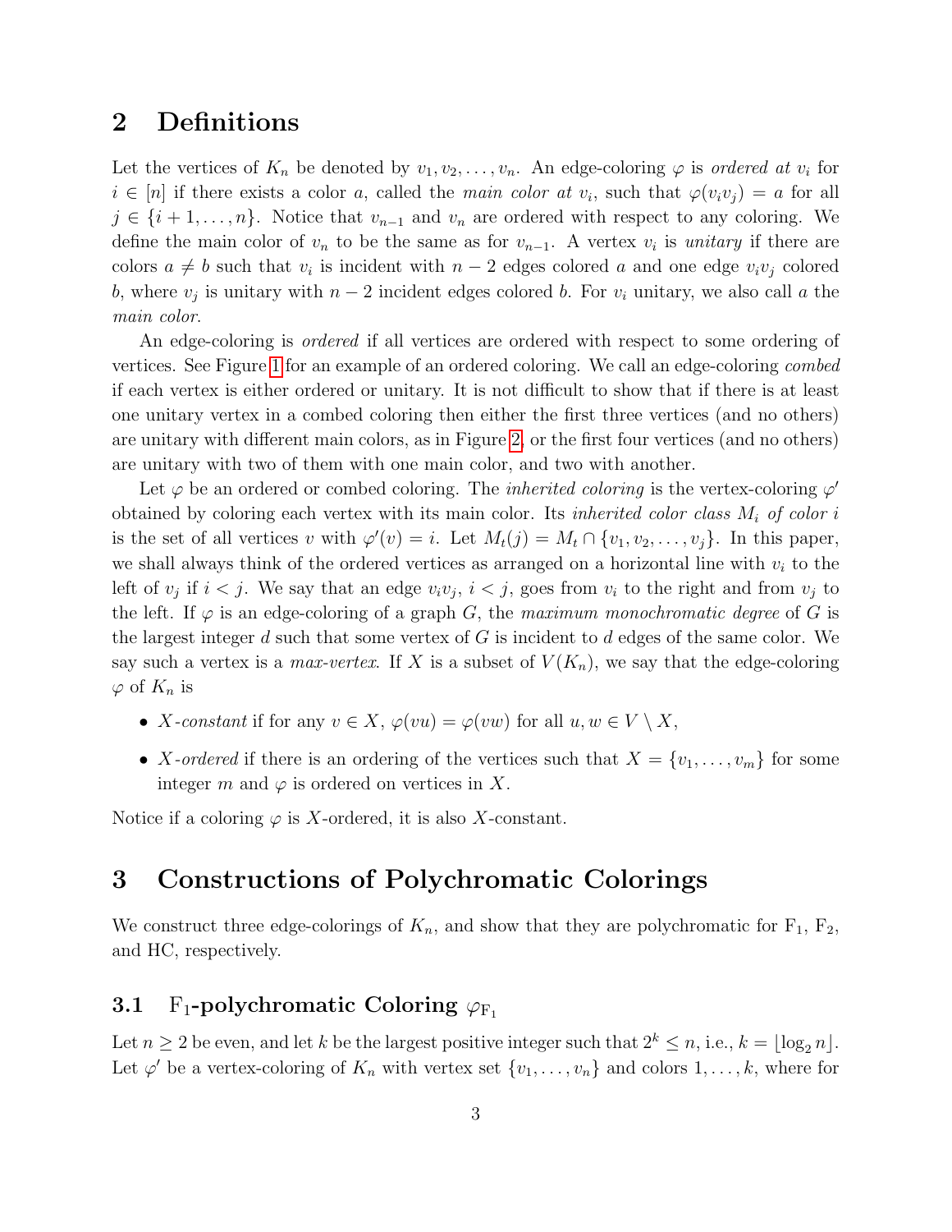## 2 Definitions

Let the vertices of $K_n$ be denoted by $v_1, v_2, \ldots, v_n$. An edge-coloring $\varphi$ is *ordered at* $v_i$ for $i \in [n]$ if there exists a color $a$, called the *main color at* $v_i$, such that $\varphi(v_iv_j) = a$ for all $j \in \{i+1, \ldots, n\}$. Notice that $v_{n-1}$ and $v_n$ are ordered with respect to any coloring. We define the main color of $v_n$ to be the same as for $v_{n-1}$. A vertex $v_i$ is *unitary* if there are colors $a \neq b$ such that $v_i$ is incident with $n-2$ edges colored $a$ and one edge $v_iv_j$ colored $b$, where $v_j$ is unitary with $n-2$ incident edges colored $b$. For $v_i$ unitary, we also call $a$ the *main color*.

An edge-coloring is *ordered* if all vertices are ordered with respect to some ordering of vertices. See Figure 1 for an example of an ordered coloring. We call an edge-coloring *combed* if each vertex is either ordered or unitary. It is not difficult to show that if there is at least one unitary vertex in a combed coloring then either the first three vertices (and no others) are unitary with different main colors, as in Figure 2, or the first four vertices (and no others) are unitary with two of them with one main color, and two with another.

Let $\varphi$ be an ordered or combed coloring. The *inherited coloring* is the vertex-coloring $\varphi'$ obtained by coloring each vertex with its main color. Its *inherited color class* $M_i$ *of color* $i$ is the set of all vertices $v$ with $\varphi'(v) = i$. Let $M_t(j) = M_t \cap \{v_1, v_2, \ldots, v_j\}$. In this paper, we shall always think of the ordered vertices as arranged on a horizontal line with $v_i$ to the left of $v_j$ if $i < j$. We say that an edge $v_iv_j$, $i < j$, goes from $v_i$ to the right and from $v_j$ to the left. If $\varphi$ is an edge-coloring of a graph $G$, the *maximum monochromatic degree* of $G$ is the largest integer $d$ such that some vertex of $G$ is incident to $d$ edges of the same color. We say such a vertex is a *max-vertex*. If $X$ is a subset of $V(K_n)$, we say that the edge-coloring $\varphi$ of $K_n$ is

- $X$*-constant* if for any $v \in X$, $\varphi(vu) = \varphi(vw)$ for all $u, w \in V \setminus X$,
- $X$*-ordered* if there is an ordering of the vertices such that $X = \{v_1, \ldots, v_m\}$ for some integer $m$ and $\varphi$ is ordered on vertices in $X$.

Notice if a coloring $\varphi$ is $X$-ordered, it is also $X$-constant.

## 3 Constructions of Polychromatic Colorings

We construct three edge-colorings of $K_n$, and show that they are polychromatic for $\mathrm{F}_1$, $\mathrm{F}_2$, and HC, respectively.

### 3.1 $\mathrm{F}_1$-polychromatic Coloring $\varphi_{\mathrm{F}_1}$

Let $n \geq 2$ be even, and let $k$ be the largest positive integer such that $2^k \leq n$, i.e., $k = \lfloor \log_2 n \rfloor$. Let $\varphi'$ be a vertex-coloring of $K_n$ with vertex set $\{v_1, \ldots, v_n\}$ and colors $1, \ldots, k$, where for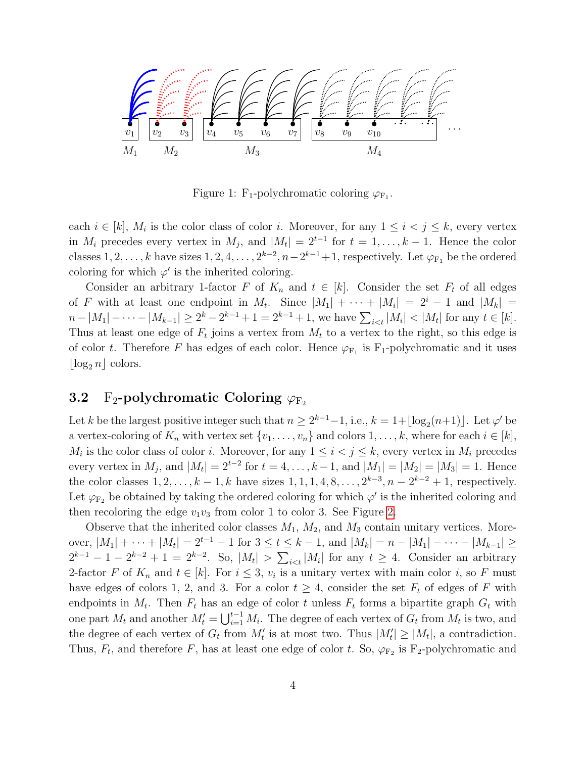Figure 1: $\mathrm{F}_1$-polychromatic coloring $\varphi_{\mathrm{F}_1}$.

each $i \in [k]$, $M_i$ is the color class of color $i$. Moreover, for any $1 \le i < j \le k$, every vertex in $M_i$ precedes every vertex in $M_j$, and $|M_t| = 2^{t-1}$ for $t = 1, \dots, k-1$. Hence the color classes $1, 2, \dots, k$ have sizes $1, 2, 4, \dots, 2^{k-2}, n - 2^{k-1} + 1$, respectively. Let $\varphi_{\mathrm{F}_1}$ be the ordered coloring for which $\varphi'$ is the inherited coloring.

Consider an arbitrary 1-factor $F$ of $K_n$ and $t \in [k]$. Consider the set $F_t$ of all edges of $F$ with at least one endpoint in $M_t$. Since $|M_1| + \cdots + |M_i| = 2^i - 1$ and $|M_k| = n - |M_1| - \cdots - |M_{k-1}| \ge 2^k - 2^{k-1} + 1 = 2^{k-1} + 1$, we have $\sum_{i<t} |M_i| < |M_t|$ for any $t \in [k]$. Thus at least one edge of $F_t$ joins a vertex from $M_t$ to a vertex to the right, so this edge is of color $t$. Therefore $F$ has edges of each color. Hence $\varphi_{\mathrm{F}_1}$ is $\mathrm{F}_1$-polychromatic and it uses $\lfloor \log_2 n \rfloor$ colors.

### 3.2 $\mathrm{F}_2$-polychromatic Coloring $\varphi_{\mathrm{F}_2}$

Let $k$ be the largest positive integer such that $n \ge 2^{k-1} - 1$, i.e., $k = 1 + \lfloor \log_2(n+1) \rfloor$. Let $\varphi'$ be a vertex-coloring of $K_n$ with vertex set $\{v_1, \dots, v_n\}$ and colors $1, \dots, k$, where for each $i \in [k]$, $M_i$ is the color class of color $i$. Moreover, for any $1 \le i < j \le k$, every vertex in $M_i$ precedes every vertex in $M_j$, and $|M_t| = 2^{t-2}$ for $t = 4, \dots, k-1$, and $|M_1| = |M_2| = |M_3| = 1$. Hence the color classes $1, 2, \dots, k-1, k$ have sizes $1, 1, 1, 4, 8, \dots, 2^{k-3}, n - 2^{k-2} + 1$, respectively. Let $\varphi_{\mathrm{F}_2}$ be obtained by taking the ordered coloring for which $\varphi'$ is the inherited coloring and then recoloring the edge $v_1v_3$ from color 1 to color 3. See Figure 2.

Observe that the inherited color classes $M_1$, $M_2$, and $M_3$ contain unitary vertices. Moreover, $|M_1| + \cdots + |M_t| = 2^{t-1} - 1$ for $3 \le t \le k-1$, and $|M_k| = n - |M_1| - \cdots - |M_{k-1}| \ge 2^{k-1} - 1 - 2^{k-2} + 1 = 2^{k-2}$. So, $|M_t| > \sum_{i<t} |M_i|$ for any $t \ge 4$. Consider an arbitrary 2-factor $F$ of $K_n$ and $t \in [k]$. For $i \le 3$, $v_i$ is a unitary vertex with main color $i$, so $F$ must have edges of colors 1, 2, and 3. For a color $t \ge 4$, consider the set $F_t$ of edges of $F$ with endpoints in $M_t$. Then $F_t$ has an edge of color $t$ unless $F_t$ forms a bipartite graph $G_t$ with one part $M_t$ and another $M'_t = \bigcup_{i=1}^{t-1} M_i$. The degree of each vertex of $G_t$ from $M_t$ is two, and the degree of each vertex of $G_t$ from $M'_t$ is at most two. Thus $|M'_t| \ge |M_t|$, a contradiction. Thus, $F_t$, and therefore $F$, has at least one edge of color $t$. So, $\varphi_{\mathrm{F}_2}$ is $\mathrm{F}_2$-polychromatic and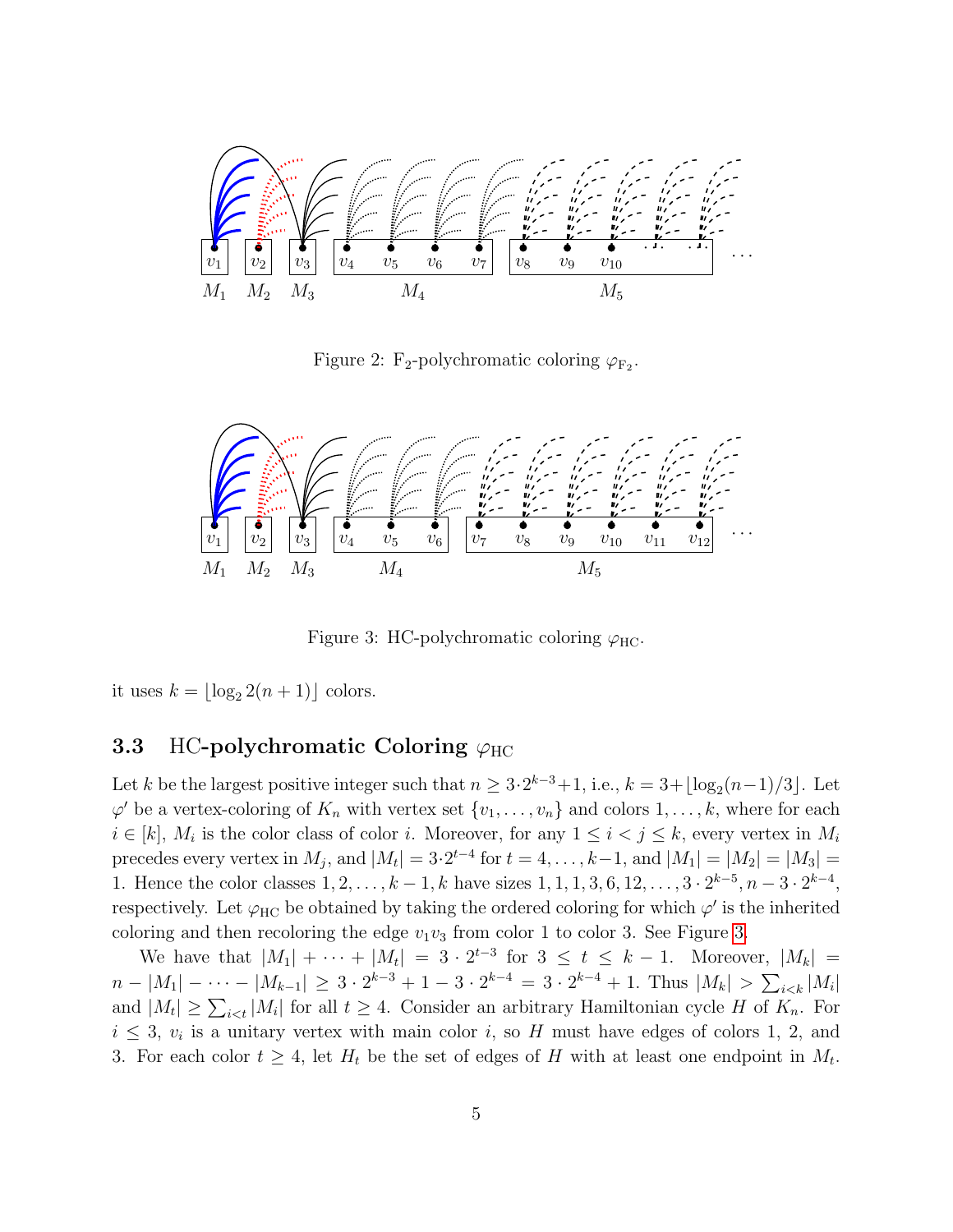Figure 2: $\mathrm{F}_2$-polychromatic coloring $\varphi_{\mathrm{F}_2}$.

Figure 3: HC-polychromatic coloring $\varphi_{\mathrm{HC}}$.

it uses $k = \lfloor \log_2 2(n+1) \rfloor$ colors.

### 3.3 HC-polychromatic Coloring $\varphi_{\mathrm{HC}}$

Let $k$ be the largest positive integer such that $n \geq 3 \cdot 2^{k-3} + 1$, i.e., $k = 3 + \lfloor \log_2 (n-1)/3 \rfloor$. Let $\varphi'$ be a vertex-coloring of $K_n$ with vertex set $\{v_1, \ldots, v_n\}$ and colors $1, \ldots, k$, where for each $i \in [k]$, $M_i$ is the color class of color $i$. Moreover, for any $1 \leq i < j \leq k$, every vertex in $M_i$ precedes every vertex in $M_j$, and $|M_t| = 3 \cdot 2^{t-4}$ for $t = 4, \ldots, k-1$, and $|M_1| = |M_2| = |M_3| = 1$. Hence the color classes $1, 2, \ldots, k-1, k$ have sizes $1, 1, 1, 3, 6, 12, \ldots, 3 \cdot 2^{k-5}, n - 3 \cdot 2^{k-4}$, respectively. Let $\varphi_{\mathrm{HC}}$ be obtained by taking the ordered coloring for which $\varphi'$ is the inherited coloring and then recoloring the edge $v_1 v_3$ from color 1 to color 3. See Figure 3.

We have that $|M_1| + \cdots + |M_t| = 3 \cdot 2^{t-3}$ for $3 \leq t \leq k-1$. Moreover, $|M_k| = n - |M_1| - \cdots - |M_{k-1}| \geq 3 \cdot 2^{k-3} + 1 - 3 \cdot 2^{k-4} = 3 \cdot 2^{k-4} + 1$. Thus $|M_k| > \sum_{i<k} |M_i|$ and $|M_t| \geq \sum_{i<t} |M_i|$ for all $t \geq 4$. Consider an arbitrary Hamiltonian cycle $H$ of $K_n$. For $i \leq 3$, $v_i$ is a unitary vertex with main color $i$, so $H$ must have edges of colors 1, 2, and 3. For each color $t \geq 4$, let $H_t$ be the set of edges of $H$ with at least one endpoint in $M_t$.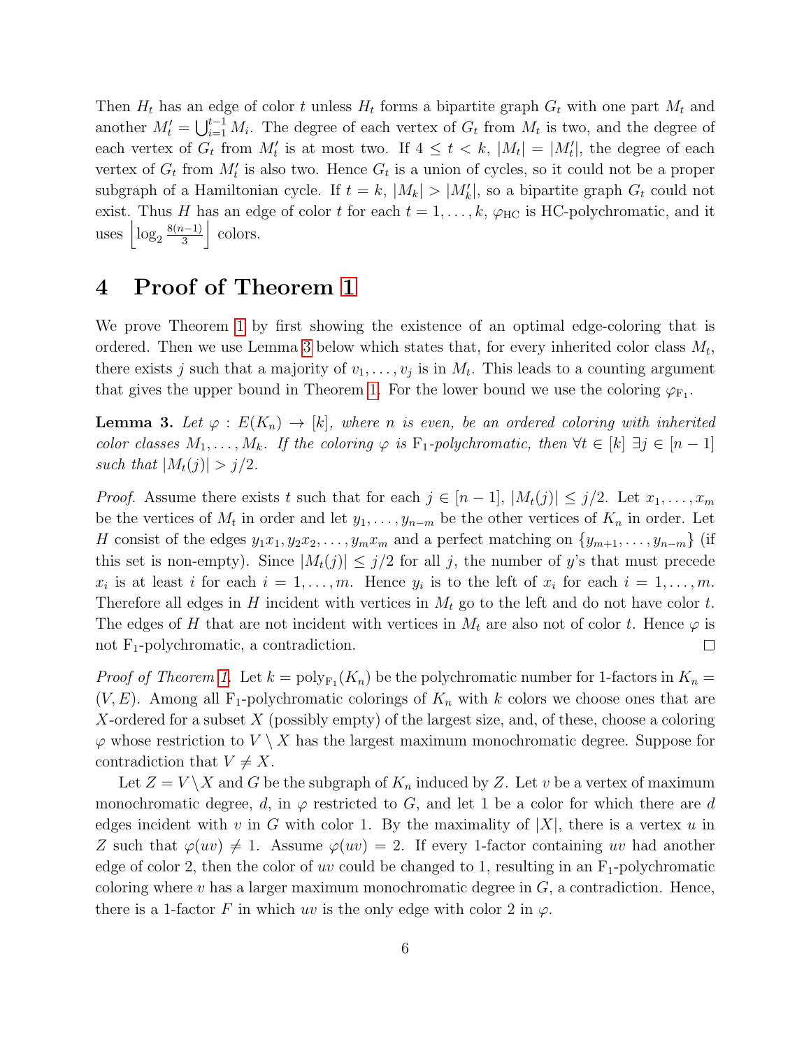Then $H_t$ has an edge of color $t$ unless $H_t$ forms a bipartite graph $G_t$ with one part $M_t$ and another $M'_t = \bigcup_{i=1}^{t-1} M_i$. The degree of each vertex of $G_t$ from $M_t$ is two, and the degree of each vertex of $G_t$ from $M'_t$ is at most two. If $4 \leq t < k$, $|M_t| = |M'_t|$, the degree of each vertex of $G_t$ from $M'_t$ is also two. Hence $G_t$ is a union of cycles, so it could not be a proper subgraph of a Hamiltonian cycle. If $t = k$, $|M_k| > |M'_k|$, so a bipartite graph $G_t$ could not exist. Thus $H$ has an edge of color $t$ for each $t = 1, \ldots, k$, $\varphi_{\mathrm{HC}}$ is HC-polychromatic, and it uses $\left\lfloor \log_2 \frac{8(n-1)}{3} \right\rfloor$ colors.

# 4 Proof of Theorem 1

We prove Theorem 1 by first showing the existence of an optimal edge-coloring that is ordered. Then we use Lemma 3 below which states that, for every inherited color class $M_t$, there exists $j$ such that a majority of $v_1, \ldots, v_j$ is in $M_t$. This leads to a counting argument that gives the upper bound in Theorem 1. For the lower bound we use the coloring $\varphi_{\mathrm{F}_1}$.

**Lemma 3.** *Let $\varphi : E(K_n) \to [k]$, where $n$ is even, be an ordered coloring with inherited color classes $M_1, \ldots, M_k$. If the coloring $\varphi$ is $\mathrm{F}_1$-polychromatic, then $\forall t \in [k]$ $\exists j \in [n-1]$ such that $|M_t(j)| > j/2$.*

*Proof.* Assume there exists $t$ such that for each $j \in [n-1]$, $|M_t(j)| \leq j/2$. Let $x_1, \ldots, x_m$ be the vertices of $M_t$ in order and let $y_1, \ldots, y_{n-m}$ be the other vertices of $K_n$ in order. Let $H$ consist of the edges $y_1x_1, y_2x_2, \ldots, y_mx_m$ and a perfect matching on $\{y_{m+1}, \ldots, y_{n-m}\}$ (if this set is non-empty). Since $|M_t(j)| \leq j/2$ for all $j$, the number of $y$'s that must precede $x_i$ is at least $i$ for each $i = 1, \ldots, m$. Hence $y_i$ is to the left of $x_i$ for each $i = 1, \ldots, m$. Therefore all edges in $H$ incident with vertices in $M_t$ go to the left and do not have color $t$. The edges of $H$ that are not incident with vertices in $M_t$ are also not of color $t$. Hence $\varphi$ is not $\mathrm{F}_1$-polychromatic, a contradiction. □

*Proof of Theorem 1.* Let $k = \mathrm{poly}_{\mathrm{F}_1}(K_n)$ be the polychromatic number for 1-factors in $K_n = (V, E)$. Among all $\mathrm{F}_1$-polychromatic colorings of $K_n$ with $k$ colors we choose ones that are $X$-ordered for a subset $X$ (possibly empty) of the largest size, and, of these, choose a coloring $\varphi$ whose restriction to $V \setminus X$ has the largest maximum monochromatic degree. Suppose for contradiction that $V \neq X$.

Let $Z = V \setminus X$ and $G$ be the subgraph of $K_n$ induced by $Z$. Let $v$ be a vertex of maximum monochromatic degree, $d$, in $\varphi$ restricted to $G$, and let 1 be a color for which there are $d$ edges incident with $v$ in $G$ with color 1. By the maximality of $|X|$, there is a vertex $u$ in $Z$ such that $\varphi(uv) \neq 1$. Assume $\varphi(uv) = 2$. If every 1-factor containing $uv$ had another edge of color 2, then the color of $uv$ could be changed to 1, resulting in an $\mathrm{F}_1$-polychromatic coloring where $v$ has a larger maximum monochromatic degree in $G$, a contradiction. Hence, there is a 1-factor $F$ in which $uv$ is the only edge with color 2 in $\varphi$.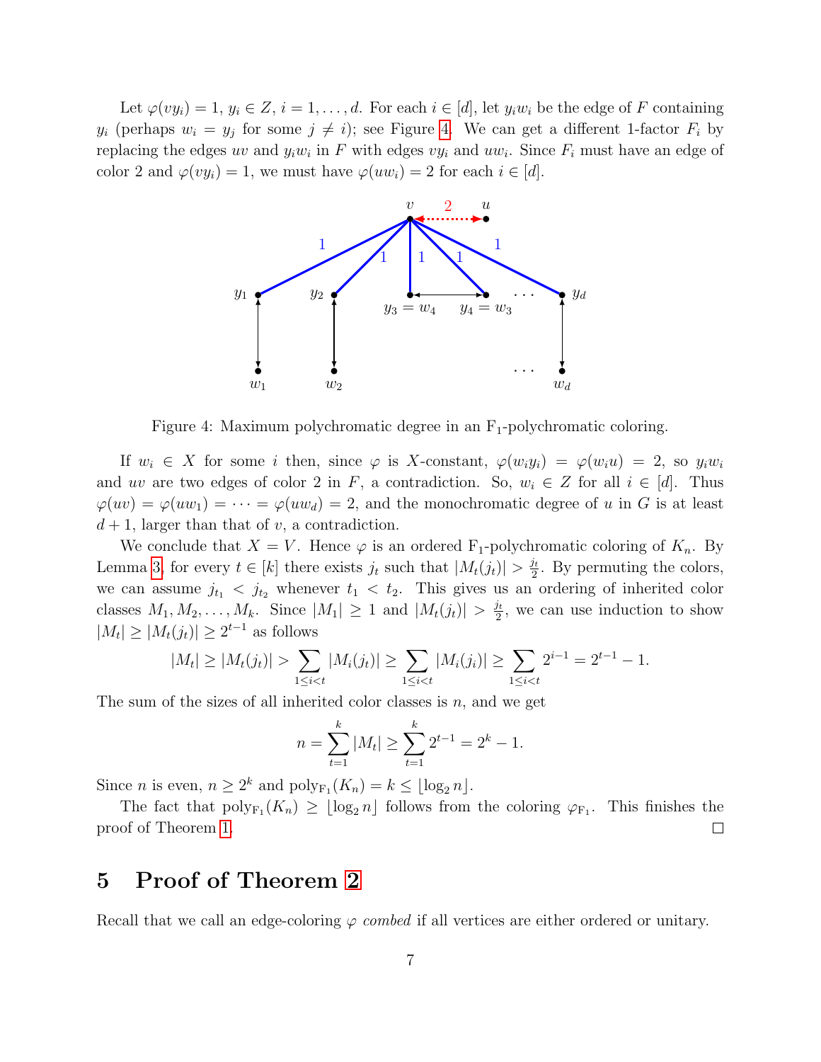Let $\varphi(vy_i) = 1$, $y_i \in Z$, $i = 1, \ldots, d$. For each $i \in [d]$, let $y_i w_i$ be the edge of $F$ containing $y_i$ (perhaps $w_i = y_j$ for some $j \neq i$); see Figure 4. We can get a different 1-factor $F_i$ by replacing the edges $uv$ and $y_i w_i$ in $F$ with edges $vy_i$ and $uw_i$. Since $F_i$ must have an edge of color 2 and $\varphi(vy_i) = 1$, we must have $\varphi(uw_i) = 2$ for each $i \in [d]$.

Figure 4: Maximum polychromatic degree in an $\mathrm{F}_1$-polychromatic coloring.

If $w_i \in X$ for some $i$ then, since $\varphi$ is $X$-constant, $\varphi(w_i y_i) = \varphi(w_i u) = 2$, so $y_i w_i$ and $uv$ are two edges of color 2 in $F$, a contradiction. So, $w_i \in Z$ for all $i \in [d]$. Thus $\varphi(uv) = \varphi(uw_1) = \cdots = \varphi(uw_d) = 2$, and the monochromatic degree of $u$ in $G$ is at least $d + 1$, larger than that of $v$, a contradiction.

We conclude that $X = V$. Hence $\varphi$ is an ordered $\mathrm{F}_1$-polychromatic coloring of $K_n$. By Lemma 3, for every $t \in [k]$ there exists $j_t$ such that $|M_t(j_t)| > \frac{j_t}{2}$. By permuting the colors, we can assume $j_{t_1} < j_{t_2}$ whenever $t_1 < t_2$. This gives us an ordering of inherited color classes $M_1, M_2, \ldots, M_k$. Since $|M_1| \geq 1$ and $|M_t(j_t)| > \frac{j_t}{2}$, we can use induction to show $|M_t| \geq |M_t(j_t)| \geq 2^{t-1}$ as follows

$$|M_t| \geq |M_t(j_t)| > \sum_{1 \leq i < t} |M_i(j_t)| \geq \sum_{1 \leq i < t} |M_i(j_i)| \geq \sum_{1 \leq i < t} 2^{i-1} = 2^{t-1} - 1.$$

The sum of the sizes of all inherited color classes is $n$, and we get

$$n = \sum_{t=1}^{k} |M_t| \geq \sum_{t=1}^{k} 2^{t-1} = 2^k - 1.$$

Since $n$ is even, $n \geq 2^k$ and $\mathrm{poly}_{\mathrm{F}_1}(K_n) = k \leq \lfloor \log_2 n \rfloor$.

The fact that $\mathrm{poly}_{\mathrm{F}_1}(K_n) \geq \lfloor \log_2 n \rfloor$ follows from the coloring $\varphi_{\mathrm{F}_1}$. This finishes the proof of Theorem 1. □

# 5 Proof of Theorem 2

Recall that we call an edge-coloring $\varphi$ *combed* if all vertices are either ordered or unitary.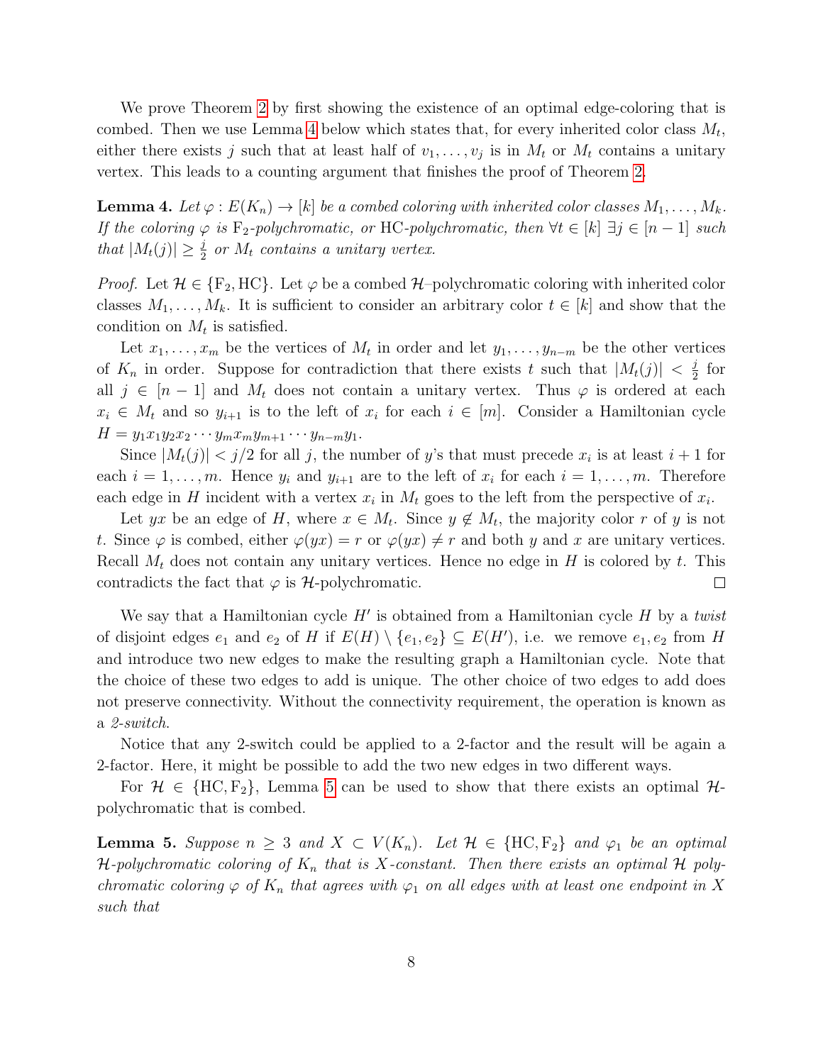We prove Theorem 2 by first showing the existence of an optimal edge-coloring that is combed. Then we use Lemma 4 below which states that, for every inherited color class $M_t$, either there exists $j$ such that at least half of $v_1, \ldots, v_j$ is in $M_t$ or $M_t$ contains a unitary vertex. This leads to a counting argument that finishes the proof of Theorem 2.

**Lemma 4.** *Let $\varphi : E(K_n) \to [k]$ be a combed coloring with inherited color classes $M_1, \ldots, M_k$. If the coloring $\varphi$ is $\mathrm{F}_2$-polychromatic, or HC-polychromatic, then $\forall t \in [k]\ \exists j \in [n-1]$ such that $|M_t(j)| \geq \frac{j}{2}$ or $M_t$ contains a unitary vertex.*

*Proof.* Let $\mathcal{H} \in \{\mathrm{F}_2, \mathrm{HC}\}$. Let $\varphi$ be a combed $\mathcal{H}$–polychromatic coloring with inherited color classes $M_1, \ldots, M_k$. It is sufficient to consider an arbitrary color $t \in [k]$ and show that the condition on $M_t$ is satisfied.

Let $x_1, \ldots, x_m$ be the vertices of $M_t$ in order and let $y_1, \ldots, y_{n-m}$ be the other vertices of $K_n$ in order. Suppose for contradiction that there exists $t$ such that $|M_t(j)| < \frac{j}{2}$ for all $j \in [n-1]$ and $M_t$ does not contain a unitary vertex. Thus $\varphi$ is ordered at each $x_i \in M_t$ and so $y_{i+1}$ is to the left of $x_i$ for each $i \in [m]$. Consider a Hamiltonian cycle $H = y_1 x_1 y_2 x_2 \cdots y_m x_m y_{m+1} \cdots y_{n-m} y_1$.

Since $|M_t(j)| < j/2$ for all $j$, the number of $y$'s that must precede $x_i$ is at least $i+1$ for each $i = 1, \ldots, m$. Hence $y_i$ and $y_{i+1}$ are to the left of $x_i$ for each $i = 1, \ldots, m$. Therefore each edge in $H$ incident with a vertex $x_i$ in $M_t$ goes to the left from the perspective of $x_i$.

Let $yx$ be an edge of $H$, where $x \in M_t$. Since $y \notin M_t$, the majority color $r$ of $y$ is not $t$. Since $\varphi$ is combed, either $\varphi(yx) = r$ or $\varphi(yx) \neq r$ and both $y$ and $x$ are unitary vertices. Recall $M_t$ does not contain any unitary vertices. Hence no edge in $H$ is colored by $t$. This contradicts the fact that $\varphi$ is $\mathcal{H}$-polychromatic. $\square$

We say that a Hamiltonian cycle $H'$ is obtained from a Hamiltonian cycle $H$ by a *twist* of disjoint edges $e_1$ and $e_2$ of $H$ if $E(H) \setminus \{e_1, e_2\} \subseteq E(H')$, i.e. we remove $e_1, e_2$ from $H$ and introduce two new edges to make the resulting graph a Hamiltonian cycle. Note that the choice of these two edges to add is unique. The other choice of two edges to add does not preserve connectivity. Without the connectivity requirement, the operation is known as a *2-switch*.

Notice that any 2-switch could be applied to a 2-factor and the result will be again a 2-factor. Here, it might be possible to add the two new edges in two different ways.

For $\mathcal{H} \in \{\mathrm{HC}, \mathrm{F}_2\}$, Lemma 5 can be used to show that there exists an optimal $\mathcal{H}$-polychromatic that is combed.

**Lemma 5.** *Suppose $n \geq 3$ and $X \subset V(K_n)$. Let $\mathcal{H} \in \{\mathrm{HC}, \mathrm{F}_2\}$ and $\varphi_1$ be an optimal $\mathcal{H}$-polychromatic coloring of $K_n$ that is $X$-constant. Then there exists an optimal $\mathcal{H}$ polychromatic coloring $\varphi$ of $K_n$ that agrees with $\varphi_1$ on all edges with at least one endpoint in $X$ such that*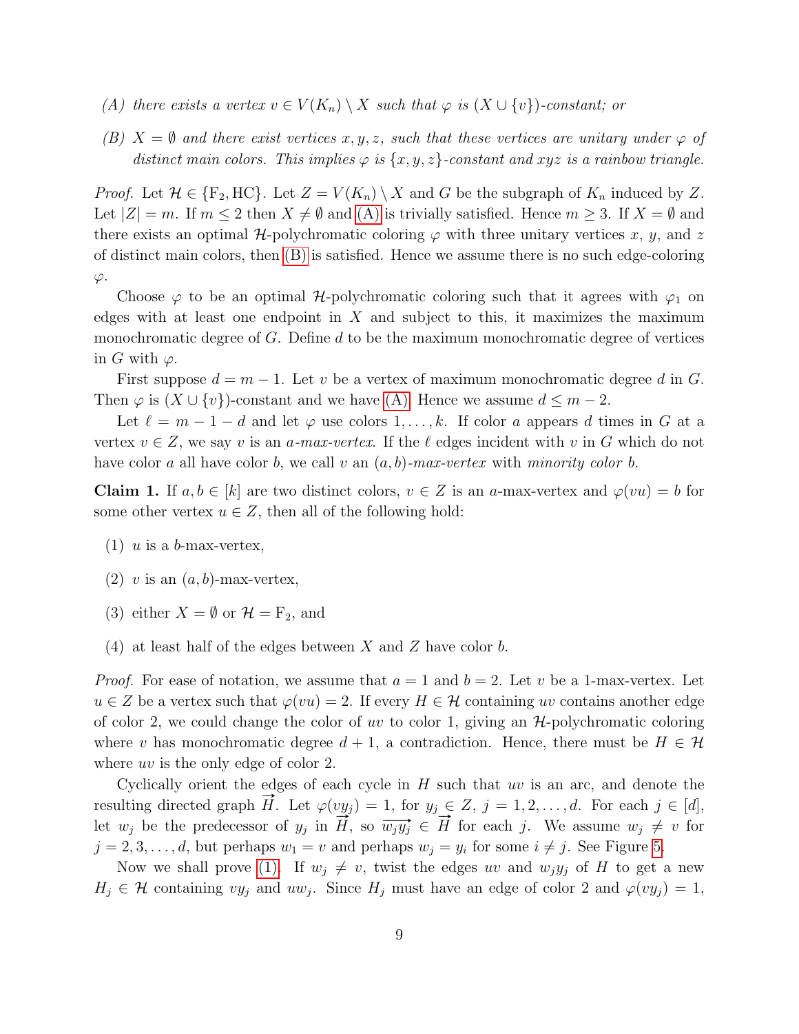(A) *there exists a vertex $v \in V(K_n) \setminus X$ such that $\varphi$ is $(X \cup \{v\})$-constant; or*

(B) *$X = \emptyset$ and there exist vertices $x, y, z$, such that these vertices are unitary under $\varphi$ of distinct main colors. This implies $\varphi$ is $\{x, y, z\}$-constant and $xyz$ is a rainbow triangle.*

*Proof.* Let $\mathcal{H} \in \{\mathrm{F}_2, \mathrm{HC}\}$. Let $Z = V(K_n) \setminus X$ and $G$ be the subgraph of $K_n$ induced by $Z$. Let $|Z| = m$. If $m \leq 2$ then $X \neq \emptyset$ and (A) is trivially satisfied. Hence $m \geq 3$. If $X = \emptyset$ and there exists an optimal $\mathcal{H}$-polychromatic coloring $\varphi$ with three unitary vertices $x$, $y$, and $z$ of distinct main colors, then (B) is satisfied. Hence we assume there is no such edge-coloring $\varphi$.

Choose $\varphi$ to be an optimal $\mathcal{H}$-polychromatic coloring such that it agrees with $\varphi_1$ on edges with at least one endpoint in $X$ and subject to this, it maximizes the maximum monochromatic degree of $G$. Define $d$ to be the maximum monochromatic degree of vertices in $G$ with $\varphi$.

First suppose $d = m - 1$. Let $v$ be a vertex of maximum monochromatic degree $d$ in $G$. Then $\varphi$ is $(X \cup \{v\})$-constant and we have (A). Hence we assume $d \leq m - 2$.

Let $\ell = m - 1 - d$ and let $\varphi$ use colors $1, \ldots, k$. If color $a$ appears $d$ times in $G$ at a vertex $v \in Z$, we say $v$ is an *$a$-max-vertex*. If the $\ell$ edges incident with $v$ in $G$ which do not have color $a$ all have color $b$, we call $v$ an *$(a, b)$-max-vertex* with *minority color* $b$.

**Claim 1.** If $a, b \in [k]$ are two distinct colors, $v \in Z$ is an $a$-max-vertex and $\varphi(vu) = b$ for some other vertex $u \in Z$, then all of the following hold:

(1) $u$ is a $b$-max-vertex,

(2) $v$ is an $(a, b)$-max-vertex,

(3) either $X = \emptyset$ or $\mathcal{H} = \mathrm{F}_2$, and

(4) at least half of the edges between $X$ and $Z$ have color $b$.

*Proof.* For ease of notation, we assume that $a = 1$ and $b = 2$. Let $v$ be a 1-max-vertex. Let $u \in Z$ be a vertex such that $\varphi(vu) = 2$. If every $H \in \mathcal{H}$ containing $uv$ contains another edge of color 2, we could change the color of $uv$ to color 1, giving an $\mathcal{H}$-polychromatic coloring where $v$ has monochromatic degree $d + 1$, a contradiction. Hence, there must be $H \in \mathcal{H}$ where $uv$ is the only edge of color 2.

Cyclically orient the edges of each cycle in $H$ such that $uv$ is an arc, and denote the resulting directed graph $\overrightarrow{H}$. Let $\varphi(vy_j) = 1$, for $y_j \in Z$, $j = 1, 2, \ldots, d$. For each $j \in [d]$, let $w_j$ be the predecessor of $y_j$ in $\overrightarrow{H}$, so $\overrightarrow{w_j y_j} \in \overrightarrow{H}$ for each $j$. We assume $w_j \neq v$ for $j = 2, 3, \ldots, d$, but perhaps $w_1 = v$ and perhaps $w_j = y_i$ for some $i \neq j$. See Figure 5.

Now we shall prove (1). If $w_j \neq v$, twist the edges $uv$ and $w_j y_j$ of $H$ to get a new $H_j \in \mathcal{H}$ containing $vy_j$ and $uw_j$. Since $H_j$ must have an edge of color 2 and $\varphi(vy_j) = 1$,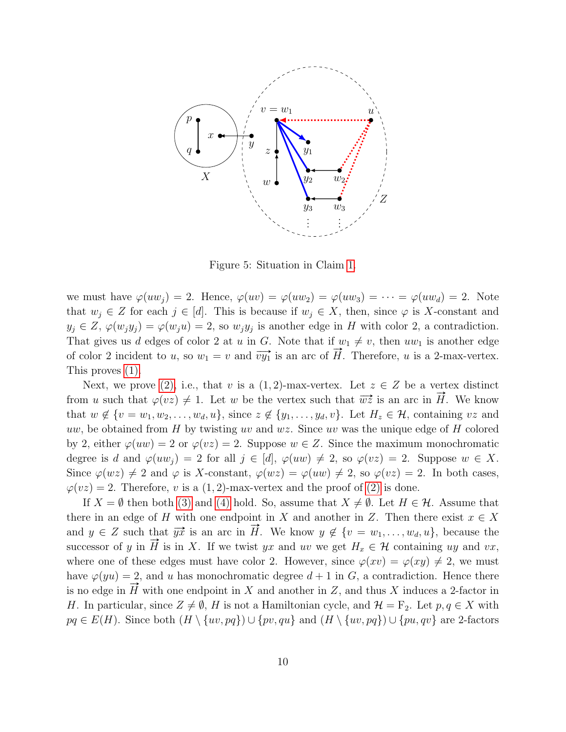Figure 5: Situation in Claim 1.

we must have $\varphi(uw_j) = 2$. Hence, $\varphi(uv) = \varphi(uw_2) = \varphi(uw_3) = \cdots = \varphi(uw_d) = 2$. Note that $w_j \in Z$ for each $j \in [d]$. This is because if $w_j \in X$, then, since $\varphi$ is $X$-constant and $y_j \in Z$, $\varphi(w_j y_j) = \varphi(w_j u) = 2$, so $w_j y_j$ is another edge in $H$ with color 2, a contradiction. That gives us $d$ edges of color 2 at $u$ in $G$. Note that if $w_1 \neq v$, then $uw_1$ is another edge of color 2 incident to $u$, so $w_1 = v$ and $\overrightarrow{vy_1}$ is an arc of $\overrightarrow{H}$. Therefore, $u$ is a 2-max-vertex. This proves (1).

Next, we prove (2), i.e., that $v$ is a $(1,2)$-max-vertex. Let $z \in Z$ be a vertex distinct from $u$ such that $\varphi(vz) \neq 1$. Let $w$ be the vertex such that $\overrightarrow{wz}$ is an arc in $\overrightarrow{H}$. We know that $w \notin \{v = w_1, w_2, \ldots, w_d, u\}$, since $z \notin \{y_1, \ldots, y_d, v\}$. Let $H_z \in \mathcal{H}$, containing $vz$ and $uw$, be obtained from $H$ by twisting $uv$ and $wz$. Since $uv$ was the unique edge of $H$ colored by 2, either $\varphi(uw) = 2$ or $\varphi(vz) = 2$. Suppose $w \in Z$. Since the maximum monochromatic degree is $d$ and $\varphi(uw_j) = 2$ for all $j \in [d]$, $\varphi(uw) \neq 2$, so $\varphi(vz) = 2$. Suppose $w \in X$. Since $\varphi(wz) \neq 2$ and $\varphi$ is $X$-constant, $\varphi(wz) = \varphi(uw) \neq 2$, so $\varphi(vz) = 2$. In both cases, $\varphi(vz) = 2$. Therefore, $v$ is a $(1,2)$-max-vertex and the proof of (2) is done.

If $X = \emptyset$ then both (3) and (4) hold. So, assume that $X \neq \emptyset$. Let $H \in \mathcal{H}$. Assume that there in an edge of $H$ with one endpoint in $X$ and another in $Z$. Then there exist $x \in X$ and $y \in Z$ such that $\overrightarrow{yx}$ is an arc in $\overrightarrow{H}$. We know $y \notin \{v = w_1, \ldots, w_d, u\}$, because the successor of $y$ in $\overrightarrow{H}$ is in $X$. If we twist $yx$ and $uv$ we get $H_x \in \mathcal{H}$ containing $uy$ and $vx$, where one of these edges must have color 2. However, since $\varphi(xv) = \varphi(xy) \neq 2$, we must have $\varphi(yu) = 2$, and $u$ has monochromatic degree $d+1$ in $G$, a contradiction. Hence there is no edge in $\overrightarrow{H}$ with one endpoint in $X$ and another in $Z$, and thus $X$ induces a 2-factor in $H$. In particular, since $Z \neq \emptyset$, $H$ is not a Hamiltonian cycle, and $\mathcal{H} = \mathrm{F}_2$. Let $p, q \in X$ with $pq \in E(H)$. Since both $(H \setminus \{uv, pq\}) \cup \{pv, qu\}$ and $(H \setminus \{uv, pq\}) \cup \{pu, qv\}$ are 2-factors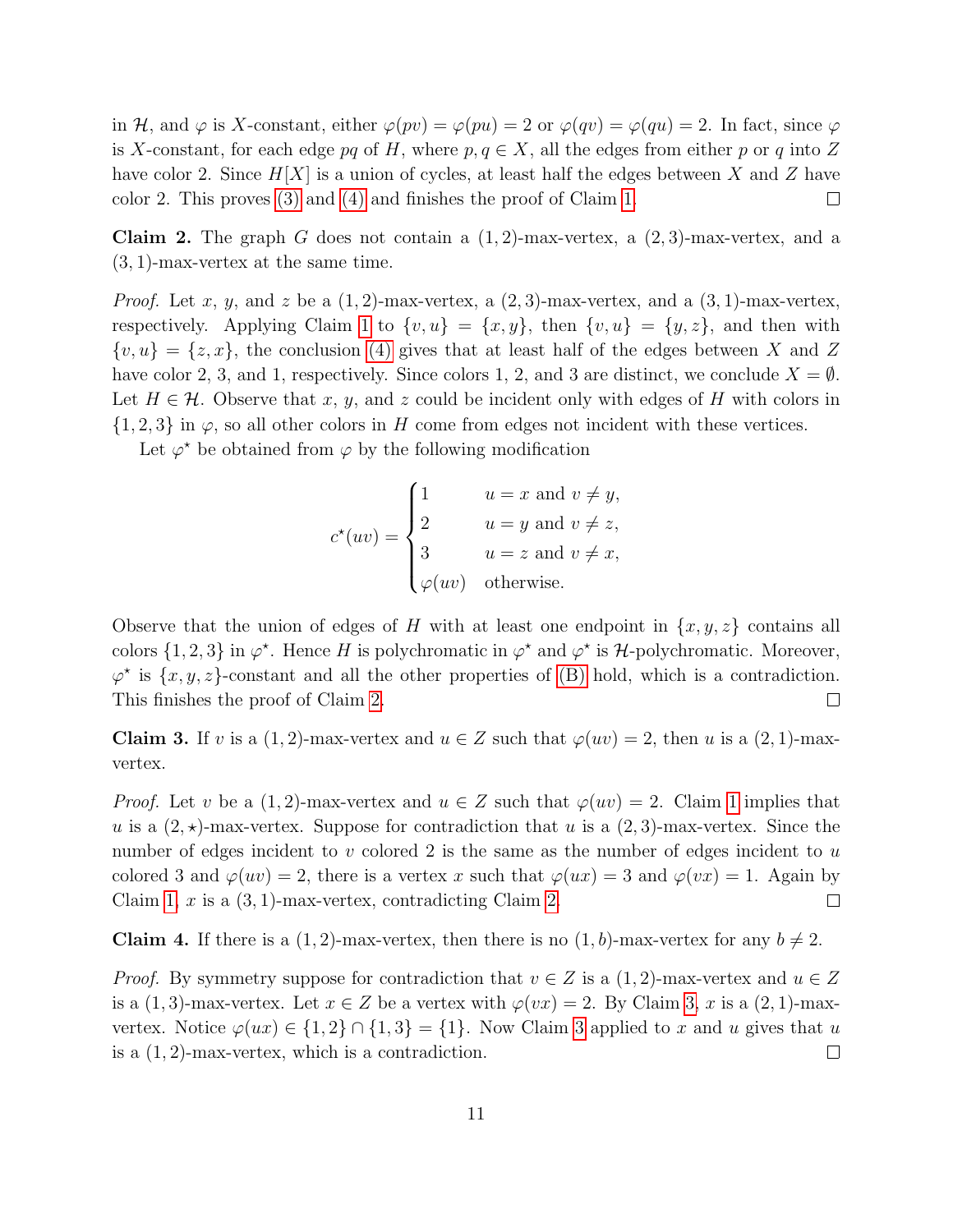in $\mathcal{H}$, and $\varphi$ is $X$-constant, either $\varphi(pv) = \varphi(pu) = 2$ or $\varphi(qv) = \varphi(qu) = 2$. In fact, since $\varphi$ is $X$-constant, for each edge $pq$ of $H$, where $p, q \in X$, all the edges from either $p$ or $q$ into $Z$ have color 2. Since $H[X]$ is a union of cycles, at least half the edges between $X$ and $Z$ have color 2. This proves (3) and (4) and finishes the proof of Claim 1. □

**Claim 2.** The graph $G$ does not contain a $(1,2)$-max-vertex, a $(2,3)$-max-vertex, and a $(3,1)$-max-vertex at the same time.

*Proof.* Let $x$, $y$, and $z$ be a $(1,2)$-max-vertex, a $(2,3)$-max-vertex, and a $(3,1)$-max-vertex, respectively. Applying Claim 1 to $\{v,u\} = \{x,y\}$, then $\{v,u\} = \{y,z\}$, and then with $\{v,u\} = \{z,x\}$, the conclusion (4) gives that at least half of the edges between $X$ and $Z$ have color 2, 3, and 1, respectively. Since colors 1, 2, and 3 are distinct, we conclude $X = \emptyset$. Let $H \in \mathcal{H}$. Observe that $x$, $y$, and $z$ could be incident only with edges of $H$ with colors in $\{1,2,3\}$ in $\varphi$, so all other colors in $H$ come from edges not incident with these vertices.

Let $\varphi^\star$ be obtained from $\varphi$ by the following modification

$$c^\star(uv) = \begin{cases} 1 & u = x \text{ and } v \neq y, \\ 2 & u = y \text{ and } v \neq z, \\ 3 & u = z \text{ and } v \neq x, \\ \varphi(uv) & \text{otherwise.} \end{cases}$$

Observe that the union of edges of $H$ with at least one endpoint in $\{x,y,z\}$ contains all colors $\{1,2,3\}$ in $\varphi^\star$. Hence $H$ is polychromatic in $\varphi^\star$ and $\varphi^\star$ is $\mathcal{H}$-polychromatic. Moreover, $\varphi^\star$ is $\{x,y,z\}$-constant and all the other properties of (B) hold, which is a contradiction. This finishes the proof of Claim 2. □

**Claim 3.** If $v$ is a $(1,2)$-max-vertex and $u \in Z$ such that $\varphi(uv) = 2$, then $u$ is a $(2,1)$-max-vertex.

*Proof.* Let $v$ be a $(1,2)$-max-vertex and $u \in Z$ such that $\varphi(uv) = 2$. Claim 1 implies that $u$ is a $(2,\star)$-max-vertex. Suppose for contradiction that $u$ is a $(2,3)$-max-vertex. Since the number of edges incident to $v$ colored 2 is the same as the number of edges incident to $u$ colored 3 and $\varphi(uv) = 2$, there is a vertex $x$ such that $\varphi(ux) = 3$ and $\varphi(vx) = 1$. Again by Claim 1, $x$ is a $(3,1)$-max-vertex, contradicting Claim 2. □

**Claim 4.** If there is a $(1,2)$-max-vertex, then there is no $(1,b)$-max-vertex for any $b \neq 2$.

*Proof.* By symmetry suppose for contradiction that $v \in Z$ is a $(1,2)$-max-vertex and $u \in Z$ is a $(1,3)$-max-vertex. Let $x \in Z$ be a vertex with $\varphi(vx) = 2$. By Claim 3, $x$ is a $(2,1)$-max-vertex. Notice $\varphi(ux) \in \{1,2\} \cap \{1,3\} = \{1\}$. Now Claim 3 applied to $x$ and $u$ gives that $u$ is a $(1,2)$-max-vertex, which is a contradiction. □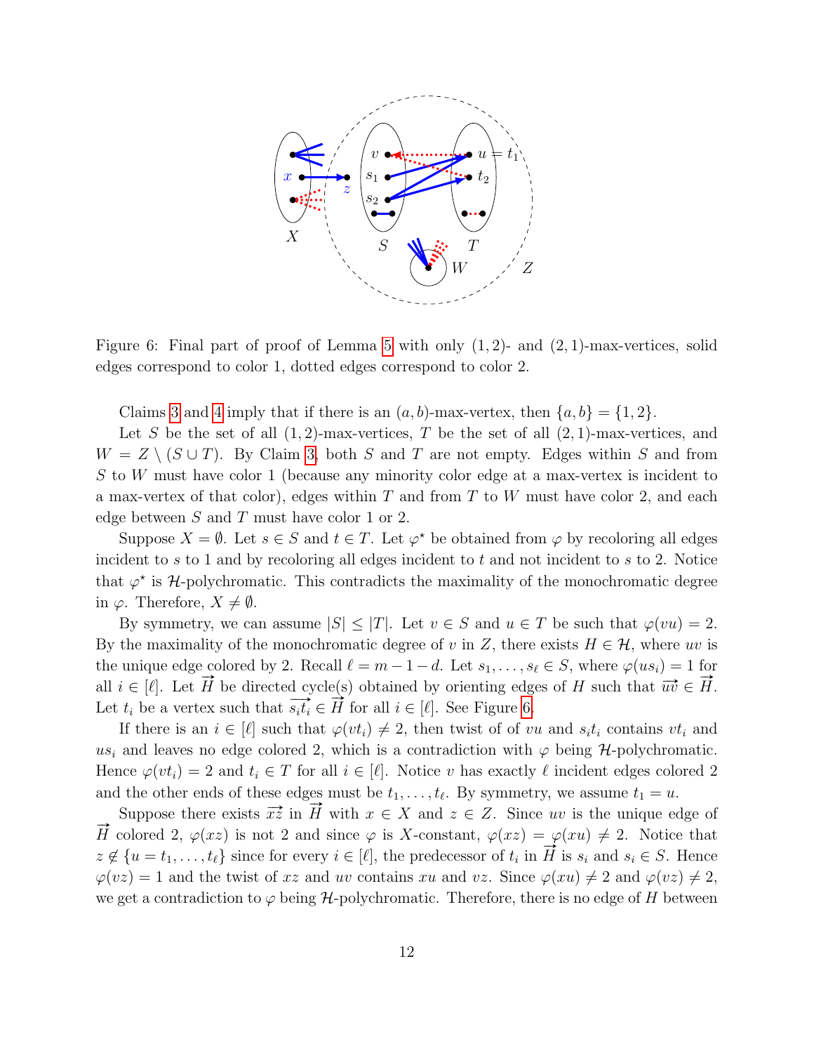Figure 6: Final part of proof of Lemma 5 with only $(1,2)$- and $(2,1)$-max-vertices, solid edges correspond to color 1, dotted edges correspond to color 2.

Claims 3 and 4 imply that if there is an $(a,b)$-max-vertex, then $\{a,b\} = \{1,2\}$.

Let $S$ be the set of all $(1,2)$-max-vertices, $T$ be the set of all $(2,1)$-max-vertices, and $W = Z \setminus (S \cup T)$. By Claim 3, both $S$ and $T$ are not empty. Edges within $S$ and from $S$ to $W$ must have color 1 (because any minority color edge at a max-vertex is incident to a max-vertex of that color), edges within $T$ and from $T$ to $W$ must have color 2, and each edge between $S$ and $T$ must have color 1 or 2.

Suppose $X = \emptyset$. Let $s \in S$ and $t \in T$. Let $\varphi^\star$ be obtained from $\varphi$ by recoloring all edges incident to $s$ to 1 and by recoloring all edges incident to $t$ and not incident to $s$ to 2. Notice that $\varphi^\star$ is $\mathcal{H}$-polychromatic. This contradicts the maximality of the monochromatic degree in $\varphi$. Therefore, $X \neq \emptyset$.

By symmetry, we can assume $|S| \leq |T|$. Let $v \in S$ and $u \in T$ be such that $\varphi(vu) = 2$. By the maximality of the monochromatic degree of $v$ in $Z$, there exists $H \in \mathcal{H}$, where $uv$ is the unique edge colored by 2. Recall $\ell = m - 1 - d$. Let $s_1, \ldots, s_\ell \in S$, where $\varphi(us_i) = 1$ for all $i \in [\ell]$. Let $\overrightarrow{H}$ be directed cycle(s) obtained by orienting edges of $H$ such that $\overrightarrow{uv} \in \overrightarrow{H}$. Let $t_i$ be a vertex such that $\overrightarrow{s_i t_i} \in \overrightarrow{H}$ for all $i \in [\ell]$. See Figure 6.

If there is an $i \in [\ell]$ such that $\varphi(vt_i) \neq 2$, then twist of of $vu$ and $s_i t_i$ contains $vt_i$ and $us_i$ and leaves no edge colored 2, which is a contradiction with $\varphi$ being $\mathcal{H}$-polychromatic. Hence $\varphi(vt_i) = 2$ and $t_i \in T$ for all $i \in [\ell]$. Notice $v$ has exactly $\ell$ incident edges colored 2 and the other ends of these edges must be $t_1, \ldots, t_\ell$. By symmetry, we assume $t_1 = u$.

Suppose there exists $\overrightarrow{xz}$ in $\overrightarrow{H}$ with $x \in X$ and $z \in Z$. Since $uv$ is the unique edge of $\overrightarrow{H}$ colored 2, $\varphi(xz)$ is not 2 and since $\varphi$ is $X$-constant, $\varphi(xz) = \varphi(xu) \neq 2$. Notice that $z \notin \{u = t_1, \ldots, t_\ell\}$ since for every $i \in [\ell]$, the predecessor of $t_i$ in $\overrightarrow{H}$ is $s_i$ and $s_i \in S$. Hence $\varphi(vz) = 1$ and the twist of $xz$ and $uv$ contains $xu$ and $vz$. Since $\varphi(xu) \neq 2$ and $\varphi(vz) \neq 2$, we get a contradiction to $\varphi$ being $\mathcal{H}$-polychromatic. Therefore, there is no edge of $H$ between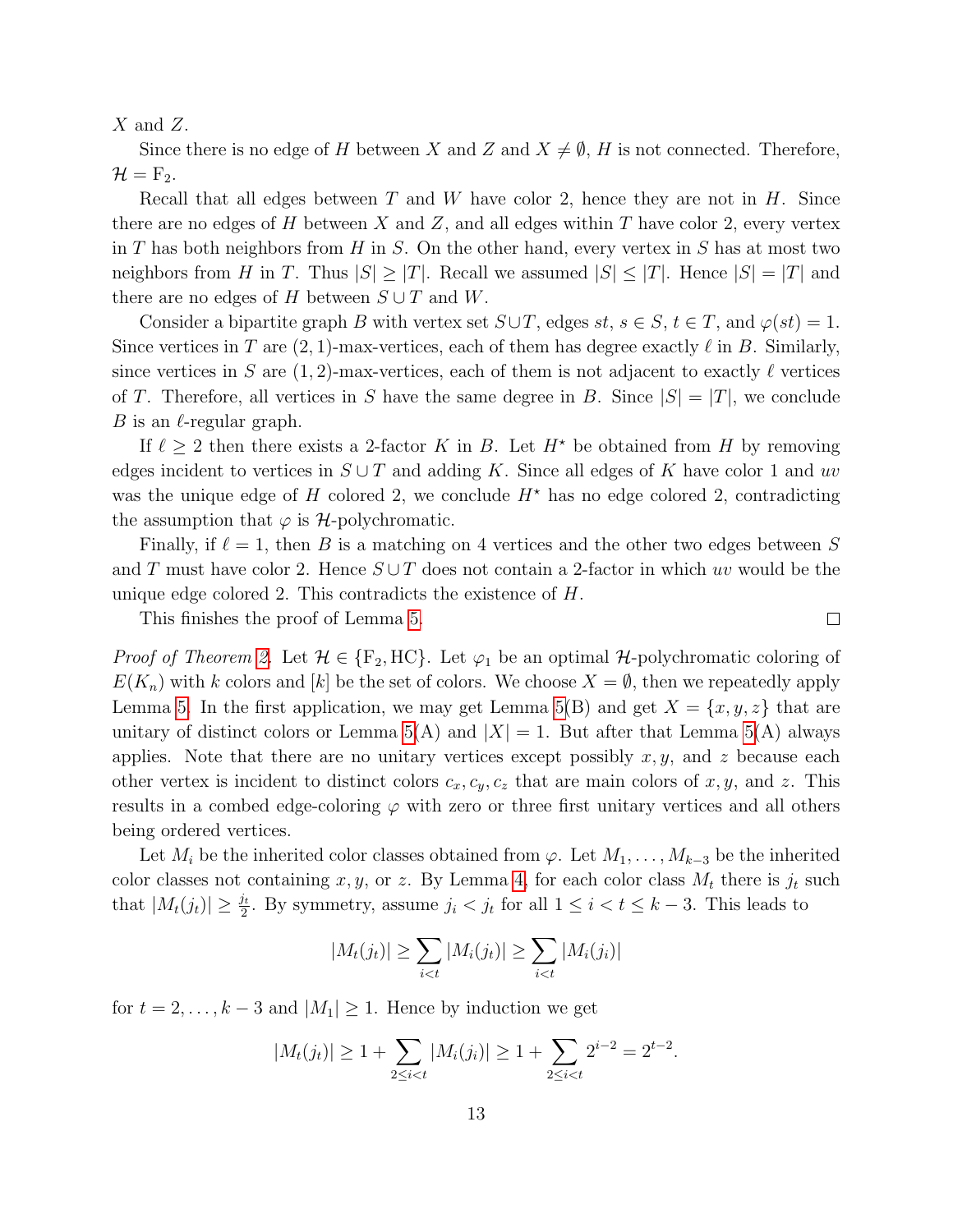$X$ and $Z$.

Since there is no edge of $H$ between $X$ and $Z$ and $X \neq \emptyset$, $H$ is not connected. Therefore, $\mathcal{H} = \mathrm{F}_2$.

Recall that all edges between $T$ and $W$ have color 2, hence they are not in $H$. Since there are no edges of $H$ between $X$ and $Z$, and all edges within $T$ have color 2, every vertex in $T$ has both neighbors from $H$ in $S$. On the other hand, every vertex in $S$ has at most two neighbors from $H$ in $T$. Thus $|S| \geq |T|$. Recall we assumed $|S| \leq |T|$. Hence $|S| = |T|$ and there are no edges of $H$ between $S \cup T$ and $W$.

Consider a bipartite graph $B$ with vertex set $S \cup T$, edges $st$, $s \in S$, $t \in T$, and $\varphi(st) = 1$. Since vertices in $T$ are $(2,1)$-max-vertices, each of them has degree exactly $\ell$ in $B$. Similarly, since vertices in $S$ are $(1,2)$-max-vertices, each of them is not adjacent to exactly $\ell$ vertices of $T$. Therefore, all vertices in $S$ have the same degree in $B$. Since $|S| = |T|$, we conclude $B$ is an $\ell$-regular graph.

If $\ell \geq 2$ then there exists a 2-factor $K$ in $B$. Let $H^\star$ be obtained from $H$ by removing edges incident to vertices in $S \cup T$ and adding $K$. Since all edges of $K$ have color 1 and $uv$ was the unique edge of $H$ colored 2, we conclude $H^\star$ has no edge colored 2, contradicting the assumption that $\varphi$ is $\mathcal{H}$-polychromatic.

Finally, if $\ell = 1$, then $B$ is a matching on 4 vertices and the other two edges between $S$ and $T$ must have color 2. Hence $S \cup T$ does not contain a 2-factor in which $uv$ would be the unique edge colored 2. This contradicts the existence of $H$.

This finishes the proof of Lemma 5. $\square$

*Proof of Theorem 2.* Let $\mathcal{H} \in \{\mathrm{F}_2, \mathrm{HC}\}$. Let $\varphi_1$ be an optimal $\mathcal{H}$-polychromatic coloring of $E(K_n)$ with $k$ colors and $[k]$ be the set of colors. We choose $X = \emptyset$, then we repeatedly apply Lemma 5. In the first application, we may get Lemma 5(B) and get $X = \{x, y, z\}$ that are unitary of distinct colors or Lemma 5(A) and $|X| = 1$. But after that Lemma 5(A) always applies. Note that there are no unitary vertices except possibly $x, y$, and $z$ because each other vertex is incident to distinct colors $c_x, c_y, c_z$ that are main colors of $x, y$, and $z$. This results in a combed edge-coloring $\varphi$ with zero or three first unitary vertices and all others being ordered vertices.

Let $M_i$ be the inherited color classes obtained from $\varphi$. Let $M_1, \ldots, M_{k-3}$ be the inherited color classes not containing $x, y$, or $z$. By Lemma 4, for each color class $M_t$ there is $j_t$ such that $|M_t(j_t)| \geq \frac{j_t}{2}$. By symmetry, assume $j_i < j_t$ for all $1 \leq i < t \leq k-3$. This leads to

$$|M_t(j_t)| \geq \sum_{i<t} |M_i(j_t)| \geq \sum_{i<t} |M_i(j_i)|$$

for $t = 2, \ldots, k-3$ and $|M_1| \geq 1$. Hence by induction we get

$$|M_t(j_t)| \geq 1 + \sum_{2 \leq i < t} |M_i(j_i)| \geq 1 + \sum_{2 \leq i < t} 2^{i-2} = 2^{t-2}.$$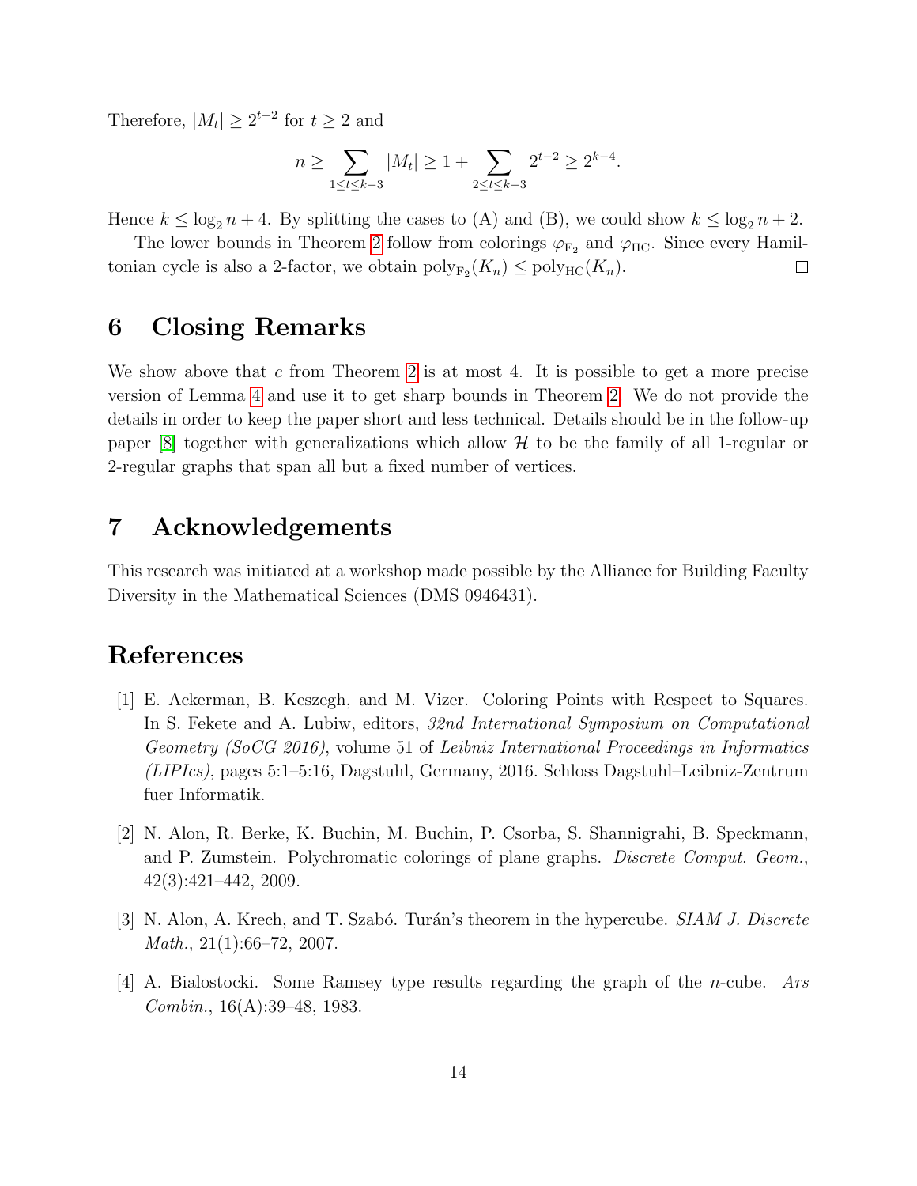Therefore, $|M_t| \geq 2^{t-2}$ for $t \geq 2$ and

$$n \geq \sum_{1 \leq t \leq k-3} |M_t| \geq 1 + \sum_{2 \leq t \leq k-3} 2^{t-2} \geq 2^{k-4}.$$

Hence $k \leq \log_2 n + 4$. By splitting the cases to (A) and (B), we could show $k \leq \log_2 n + 2$.

The lower bounds in Theorem 2 follow from colorings $\varphi_{\mathrm{F}_2}$ and $\varphi_{\mathrm{HC}}$. Since every Hamiltonian cycle is also a 2-factor, we obtain $\mathrm{poly}_{\mathrm{F}_2}(K_n) \leq \mathrm{poly}_{\mathrm{HC}}(K_n)$. □

## 6 Closing Remarks

We show above that $c$ from Theorem 2 is at most 4. It is possible to get a more precise version of Lemma 4 and use it to get sharp bounds in Theorem 2. We do not provide the details in order to keep the paper short and less technical. Details should be in the follow-up paper [8] together with generalizations which allow $\mathcal{H}$ to be the family of all 1-regular or 2-regular graphs that span all but a fixed number of vertices.

## 7 Acknowledgements

This research was initiated at a workshop made possible by the Alliance for Building Faculty Diversity in the Mathematical Sciences (DMS 0946431).

## References

[1] E. Ackerman, B. Keszegh, and M. Vizer. Coloring Points with Respect to Squares. In S. Fekete and A. Lubiw, editors, *32nd International Symposium on Computational Geometry (SoCG 2016)*, volume 51 of *Leibniz International Proceedings in Informatics (LIPIcs)*, pages 5:1–5:16, Dagstuhl, Germany, 2016. Schloss Dagstuhl–Leibniz-Zentrum fuer Informatik.

[2] N. Alon, R. Berke, K. Buchin, M. Buchin, P. Csorba, S. Shannigrahi, B. Speckmann, and P. Zumstein. Polychromatic colorings of plane graphs. *Discrete Comput. Geom.*, 42(3):421–442, 2009.

[3] N. Alon, A. Krech, and T. Szabó. Turán's theorem in the hypercube. *SIAM J. Discrete Math.*, 21(1):66–72, 2007.

[4] A. Bialostocki. Some Ramsey type results regarding the graph of the $n$-cube. *Ars Combin.*, 16(A):39–48, 1983.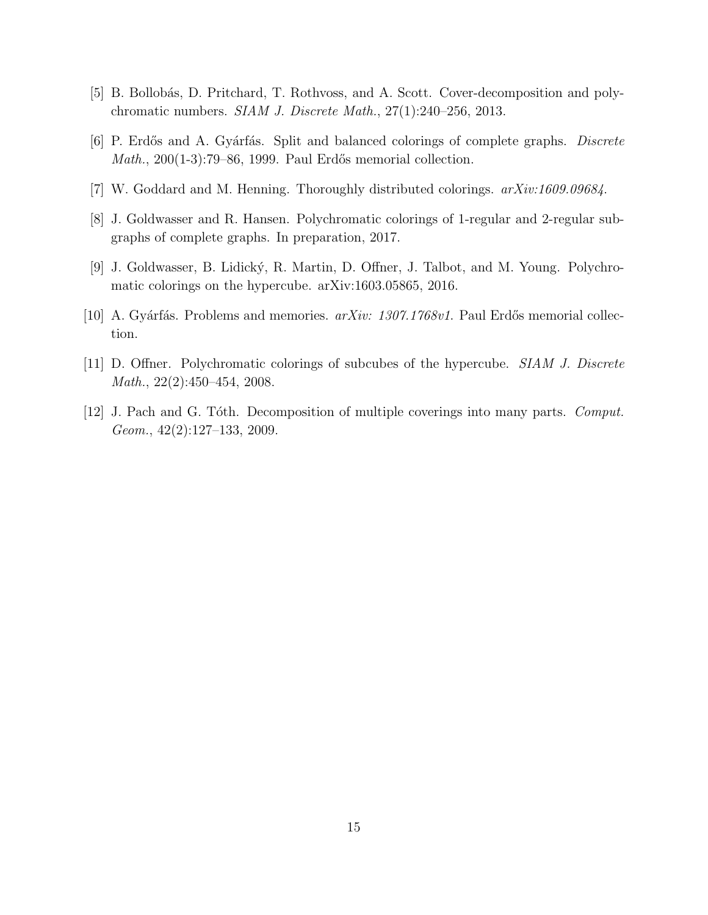[5] B. Bollobás, D. Pritchard, T. Rothvoss, and A. Scott. Cover-decomposition and polychromatic numbers. *SIAM J. Discrete Math.*, 27(1):240–256, 2013.

[6] P. Erdős and A. Gyárfás. Split and balanced colorings of complete graphs. *Discrete Math.*, 200(1-3):79–86, 1999. Paul Erdős memorial collection.

[7] W. Goddard and M. Henning. Thoroughly distributed colorings. *arXiv:1609.09684*.

[8] J. Goldwasser and R. Hansen. Polychromatic colorings of 1-regular and 2-regular subgraphs of complete graphs. In preparation, 2017.

[9] J. Goldwasser, B. Lidický, R. Martin, D. Offner, J. Talbot, and M. Young. Polychromatic colorings on the hypercube. arXiv:1603.05865, 2016.

[10] A. Gyárfás. Problems and memories. *arXiv: 1307.1768v1*. Paul Erdős memorial collection.

[11] D. Offner. Polychromatic colorings of subcubes of the hypercube. *SIAM J. Discrete Math.*, 22(2):450–454, 2008.

[12] J. Pach and G. Tóth. Decomposition of multiple coverings into many parts. *Comput. Geom.*, 42(2):127–133, 2009.